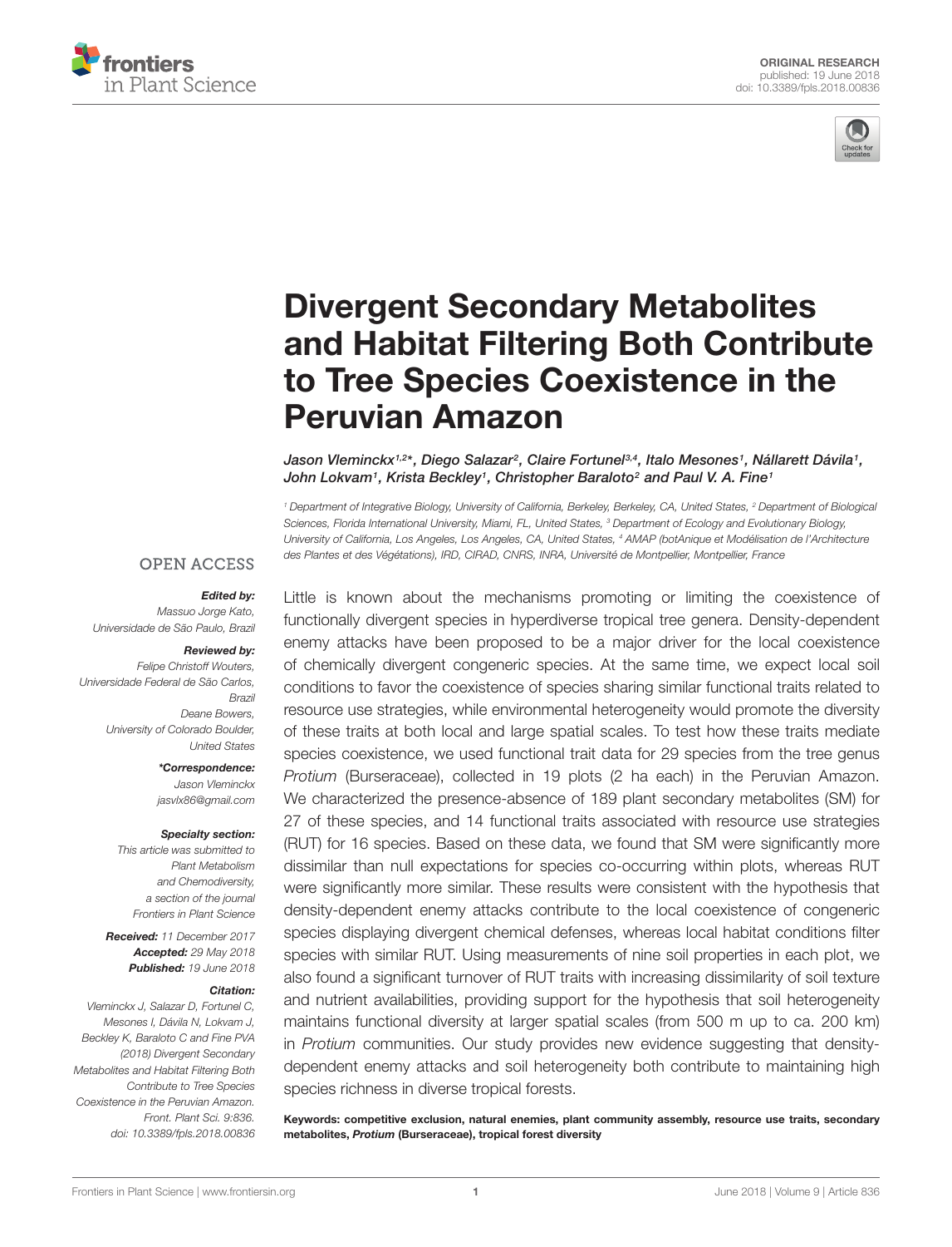ORIGINAL RESEARCH
published: 19 June 2018
doi: 10.3389/fpls.2018.00836

# Divergent Secondary Metabolites and Habitat Filtering Both Contribute to Tree Species Coexistence in the Peruvian Amazon

*Jason Vleminckx[1,2]\*, Diego Salazar[2], Claire Fortunel[3,4], Italo Mesones[1], Nállarett Dávila[1], John Lokvam[1], Krista Beckley[1], Christopher Baraloto[2] and Paul V. A. Fine[1]*

[1] Department of Integrative Biology, University of California, Berkeley, Berkeley, CA, United States, [2] Department of Biological Sciences, Florida International University, Miami, FL, United States, [3] Department of Ecology and Evolutionary Biology, University of California, Los Angeles, Los Angeles, CA, United States, [4] AMAP (botAnique et Modélisation de l'Architecture des Plantes et des Végétations), IRD, CIRAD, CNRS, INRA, Université de Montpellier, Montpellier, France

OPEN ACCESS

***Edited by:***
Massuo Jorge Kato,
Universidade de São Paulo, Brazil

***Reviewed by:***
Felipe Christoff Wouters,
Universidade Federal de São Carlos, Brazil
Deane Bowers,
University of Colorado Boulder, United States

***\*Correspondence:***
Jason Vleminckx
jasvlx86@gmail.com

***Specialty section:***
This article was submitted to Plant Metabolism and Chemodiversity, a section of the journal Frontiers in Plant Science

***Received:*** 11 December 2017
***Accepted:*** 29 May 2018
***Published:*** 19 June 2018

***Citation:***
Vleminckx J, Salazar D, Fortunel C, Mesones I, Dávila N, Lokvam J, Beckley K, Baraloto C and Fine PVA (2018) Divergent Secondary Metabolites and Habitat Filtering Both Contribute to Tree Species Coexistence in the Peruvian Amazon. Front. Plant Sci. 9:836. doi: 10.3389/fpls.2018.00836

Little is known about the mechanisms promoting or limiting the coexistence of functionally divergent species in hyperdiverse tropical tree genera. Density-dependent enemy attacks have been proposed to be a major driver for the local coexistence of chemically divergent congeneric species. At the same time, we expect local soil conditions to favor the coexistence of species sharing similar functional traits related to resource use strategies, while environmental heterogeneity would promote the diversity of these traits at both local and large spatial scales. To test how these traits mediate species coexistence, we used functional trait data for 29 species from the tree genus *Protium* (Burseraceae), collected in 19 plots (2 ha each) in the Peruvian Amazon. We characterized the presence-absence of 189 plant secondary metabolites (SM) for 27 of these species, and 14 functional traits associated with resource use strategies (RUT) for 16 species. Based on these data, we found that SM were significantly more dissimilar than null expectations for species co-occurring within plots, whereas RUT were significantly more similar. These results were consistent with the hypothesis that density-dependent enemy attacks contribute to the local coexistence of congeneric species displaying divergent chemical defenses, whereas local habitat conditions filter species with similar RUT. Using measurements of nine soil properties in each plot, we also found a significant turnover of RUT traits with increasing dissimilarity of soil texture and nutrient availabilities, providing support for the hypothesis that soil heterogeneity maintains functional diversity at larger spatial scales (from 500 m up to ca. 200 km) in *Protium* communities. Our study provides new evidence suggesting that density-dependent enemy attacks and soil heterogeneity both contribute to maintaining high species richness in diverse tropical forests.

**Keywords: competitive exclusion, natural enemies, plant community assembly, resource use traits, secondary metabolites, *Protium* (Burseraceae), tropical forest diversity**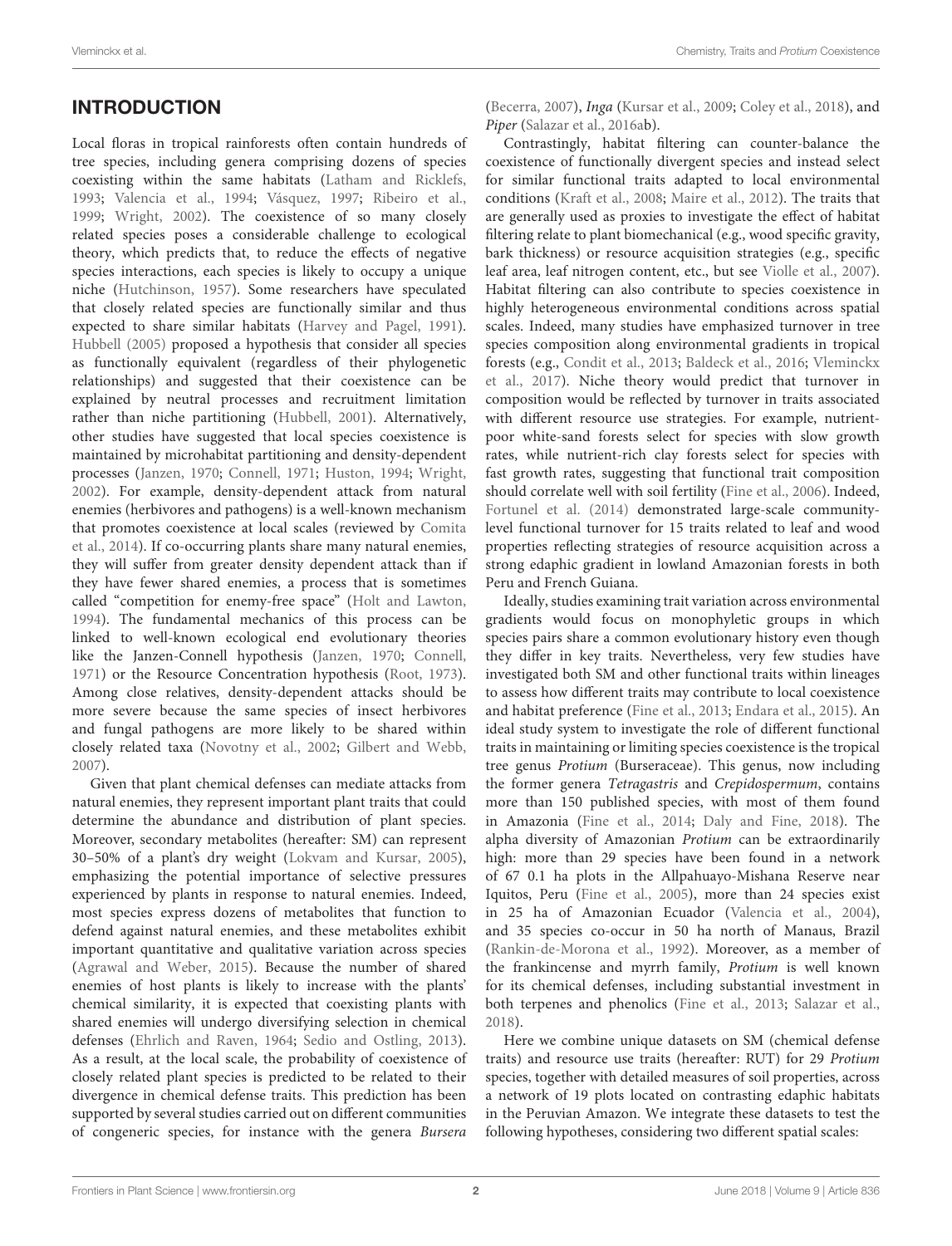## INTRODUCTION

Local floras in tropical rainforests often contain hundreds of tree species, including genera comprising dozens of species coexisting within the same habitats (Latham and Ricklefs, 1993; Valencia et al., 1994; Vásquez, 1997; Ribeiro et al., 1999; Wright, 2002). The coexistence of so many closely related species poses a considerable challenge to ecological theory, which predicts that, to reduce the effects of negative species interactions, each species is likely to occupy a unique niche (Hutchinson, 1957). Some researchers have speculated that closely related species are functionally similar and thus expected to share similar habitats (Harvey and Pagel, 1991). Hubbell (2005) proposed a hypothesis that consider all species as functionally equivalent (regardless of their phylogenetic relationships) and suggested that their coexistence can be explained by neutral processes and recruitment limitation rather than niche partitioning (Hubbell, 2001). Alternatively, other studies have suggested that local species coexistence is maintained by microhabitat partitioning and density-dependent processes (Janzen, 1970; Connell, 1971; Huston, 1994; Wright, 2002). For example, density-dependent attack from natural enemies (herbivores and pathogens) is a well-known mechanism that promotes coexistence at local scales (reviewed by Comita et al., 2014). If co-occurring plants share many natural enemies, they will suffer from greater density dependent attack than if they have fewer shared enemies, a process that is sometimes called "competition for enemy-free space" (Holt and Lawton, 1994). The fundamental mechanics of this process can be linked to well-known ecological end evolutionary theories like the Janzen-Connell hypothesis (Janzen, 1970; Connell, 1971) or the Resource Concentration hypothesis (Root, 1973). Among close relatives, density-dependent attacks should be more severe because the same species of insect herbivores and fungal pathogens are more likely to be shared within closely related taxa (Novotny et al., 2002; Gilbert and Webb, 2007).

Given that plant chemical defenses can mediate attacks from natural enemies, they represent important plant traits that could determine the abundance and distribution of plant species. Moreover, secondary metabolites (hereafter: SM) can represent 30–50% of a plant's dry weight (Lokvam and Kursar, 2005), emphasizing the potential importance of selective pressures experienced by plants in response to natural enemies. Indeed, most species express dozens of metabolites that function to defend against natural enemies, and these metabolites exhibit important quantitative and qualitative variation across species (Agrawal and Weber, 2015). Because the number of shared enemies of host plants is likely to increase with the plants' chemical similarity, it is expected that coexisting plants with shared enemies will undergo diversifying selection in chemical defenses (Ehrlich and Raven, 1964; Sedio and Ostling, 2013). As a result, at the local scale, the probability of coexistence of closely related plant species is predicted to be related to their divergence in chemical defense traits. This prediction has been supported by several studies carried out on different communities of congeneric species, for instance with the genera *Bursera* (Becerra, 2007), *Inga* (Kursar et al., 2009; Coley et al., 2018), and *Piper* (Salazar et al., 2016ab).

Contrastingly, habitat filtering can counter-balance the coexistence of functionally divergent species and instead select for similar functional traits adapted to local environmental conditions (Kraft et al., 2008; Maire et al., 2012). The traits that are generally used as proxies to investigate the effect of habitat filtering relate to plant biomechanical (e.g., wood specific gravity, bark thickness) or resource acquisition strategies (e.g., specific leaf area, leaf nitrogen content, etc., but see Violle et al., 2007). Habitat filtering can also contribute to species coexistence in highly heterogeneous environmental conditions across spatial scales. Indeed, many studies have emphasized turnover in tree species composition along environmental gradients in tropical forests (e.g., Condit et al., 2013; Baldeck et al., 2016; Vleminckx et al., 2017). Niche theory would predict that turnover in composition would be reflected by turnover in traits associated with different resource use strategies. For example, nutrient-poor white-sand forests select for species with slow growth rates, while nutrient-rich clay forests select for species with fast growth rates, suggesting that functional trait composition should correlate well with soil fertility (Fine et al., 2006). Indeed, Fortunel et al. (2014) demonstrated large-scale community-level functional turnover for 15 traits related to leaf and wood properties reflecting strategies of resource acquisition across a strong edaphic gradient in lowland Amazonian forests in both Peru and French Guiana.

Ideally, studies examining trait variation across environmental gradients would focus on monophyletic groups in which species pairs share a common evolutionary history even though they differ in key traits. Nevertheless, very few studies have investigated both SM and other functional traits within lineages to assess how different traits may contribute to local coexistence and habitat preference (Fine et al., 2013; Endara et al., 2015). An ideal study system to investigate the role of different functional traits in maintaining or limiting species coexistence is the tropical tree genus *Protium* (Burseraceae). This genus, now including the former genera *Tetragastris* and *Crepidospermum*, contains more than 150 published species, with most of them found in Amazonia (Fine et al., 2014; Daly and Fine, 2018). The alpha diversity of Amazonian *Protium* can be extraordinarily high: more than 29 species have been found in a network of 67 0.1 ha plots in the Allpahuayo-Mishana Reserve near Iquitos, Peru (Fine et al., 2005), more than 24 species exist in 25 ha of Amazonian Ecuador (Valencia et al., 2004), and 35 species co-occur in 50 ha north of Manaus, Brazil (Rankin-de-Morona et al., 1992). Moreover, as a member of the frankincense and myrrh family, *Protium* is well known for its chemical defenses, including substantial investment in both terpenes and phenolics (Fine et al., 2013; Salazar et al., 2018).

Here we combine unique datasets on SM (chemical defense traits) and resource use traits (hereafter: RUT) for 29 *Protium* species, together with detailed measures of soil properties, across a network of 19 plots located on contrasting edaphic habitats in the Peruvian Amazon. We integrate these datasets to test the following hypotheses, considering two different spatial scales: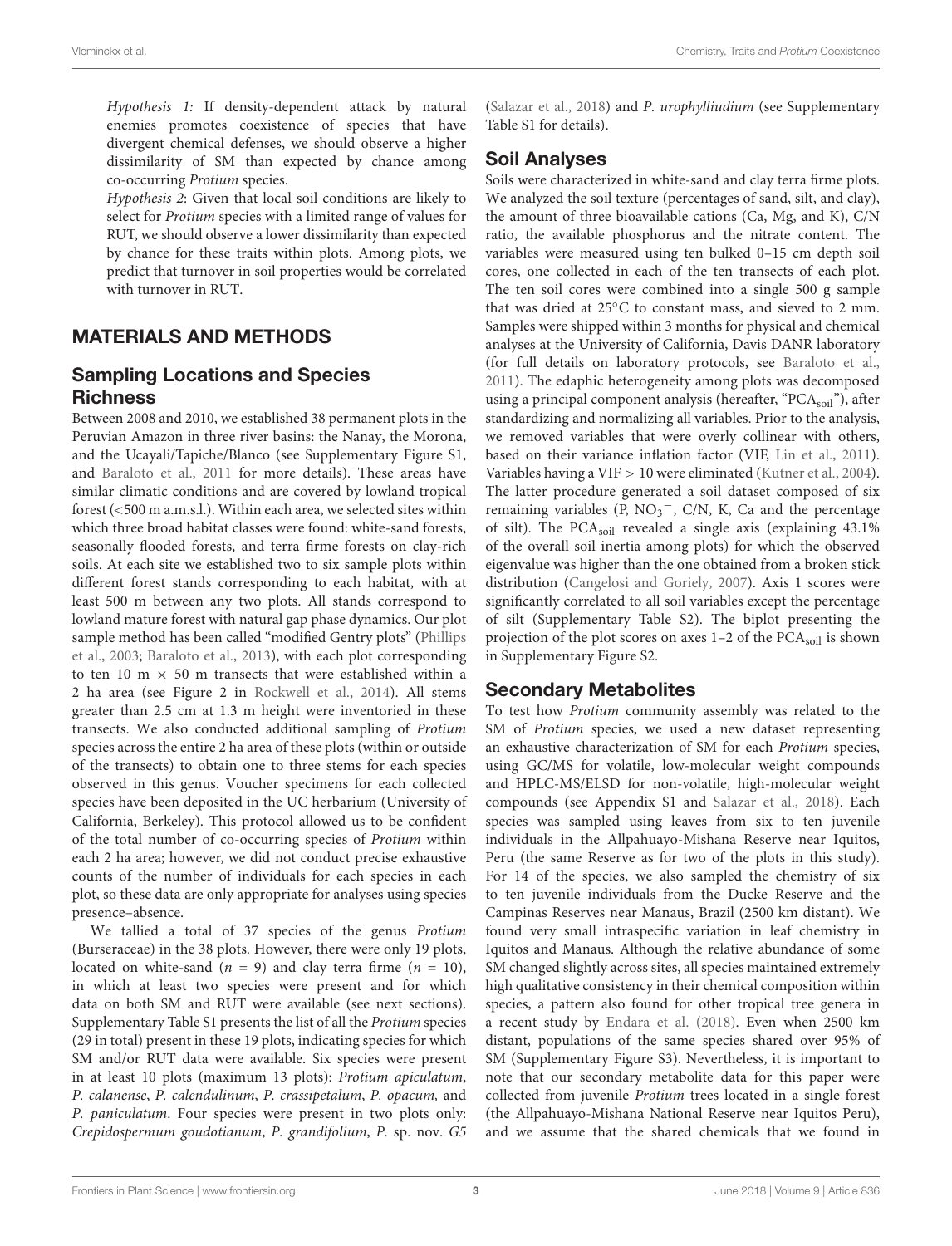*Hypothesis 1:* If density-dependent attack by natural enemies promotes coexistence of species that have divergent chemical defenses, we should observe a higher dissimilarity of SM than expected by chance among co-occurring *Protium* species.

*Hypothesis 2*: Given that local soil conditions are likely to select for *Protium* species with a limited range of values for RUT, we should observe a lower dissimilarity than expected by chance for these traits within plots. Among plots, we predict that turnover in soil properties would be correlated with turnover in RUT.

## MATERIALS AND METHODS

### Sampling Locations and Species Richness

Between 2008 and 2010, we established 38 permanent plots in the Peruvian Amazon in three river basins: the Nanay, the Morona, and the Ucayali/Tapiche/Blanco (see Supplementary Figure S1, and Baraloto et al., 2011 for more details). These areas have similar climatic conditions and are covered by lowland tropical forest (<500 m a.m.s.l.). Within each area, we selected sites within which three broad habitat classes were found: white-sand forests, seasonally flooded forests, and terra firme forests on clay-rich soils. At each site we established two to six sample plots within different forest stands corresponding to each habitat, with at least 500 m between any two plots. All stands correspond to lowland mature forest with natural gap phase dynamics. Our plot sample method has been called "modified Gentry plots" (Phillips et al., 2003; Baraloto et al., 2013), with each plot corresponding to ten 10 m × 50 m transects that were established within a 2 ha area (see Figure 2 in Rockwell et al., 2014). All stems greater than 2.5 cm at 1.3 m height were inventoried in these transects. We also conducted additional sampling of *Protium* species across the entire 2 ha area of these plots (within or outside of the transects) to obtain one to three stems for each species observed in this genus. Voucher specimens for each collected species have been deposited in the UC herbarium (University of California, Berkeley). This protocol allowed us to be confident of the total number of co-occurring species of *Protium* within each 2 ha area; however, we did not conduct precise exhaustive counts of the number of individuals for each species in each plot, so these data are only appropriate for analyses using species presence–absence.

We tallied a total of 37 species of the genus *Protium* (Burseraceae) in the 38 plots. However, there were only 19 plots, located on white-sand ($n$ = 9) and clay terra firme ($n$ = 10), in which at least two species were present and for which data on both SM and RUT were available (see next sections). Supplementary Table S1 presents the list of all the *Protium* species (29 in total) present in these 19 plots, indicating species for which SM and/or RUT data were available. Six species were present in at least 10 plots (maximum 13 plots): *Protium apiculatum*, *P. calanense*, *P. calendulinum*, *P. crassipetalum*, *P. opacum,* and *P. paniculatum*. Four species were present in two plots only: *Crepidospermum goudotianum*, *P. grandifolium*, *P.* sp. nov. *G5* (Salazar et al., 2018) and *P. urophylliudium* (see Supplementary Table S1 for details).

### Soil Analyses

Soils were characterized in white-sand and clay terra firme plots. We analyzed the soil texture (percentages of sand, silt, and clay), the amount of three bioavailable cations (Ca, Mg, and K), C/N ratio, the available phosphorus and the nitrate content. The variables were measured using ten bulked 0–15 cm depth soil cores, one collected in each of the ten transects of each plot. The ten soil cores were combined into a single 500 g sample that was dried at 25°C to constant mass, and sieved to 2 mm. Samples were shipped within 3 months for physical and chemical analyses at the University of California, Davis DANR laboratory (for full details on laboratory protocols, see Baraloto et al., 2011). The edaphic heterogeneity among plots was decomposed using a principal component analysis (hereafter, "$PCA_{soil}$"), after standardizing and normalizing all variables. Prior to the analysis, we removed variables that were overly collinear with others, based on their variance inflation factor (VIF, Lin et al., 2011). Variables having a VIF > 10 were eliminated (Kutner et al., 2004). The latter procedure generated a soil dataset composed of six remaining variables (P, $NO_3^-$, C/N, K, Ca and the percentage of silt). The $PCA_{soil}$ revealed a single axis (explaining 43.1% of the overall soil inertia among plots) for which the observed eigenvalue was higher than the one obtained from a broken stick distribution (Cangelosi and Goriely, 2007). Axis 1 scores were significantly correlated to all soil variables except the percentage of silt (Supplementary Table S2). The biplot presenting the projection of the plot scores on axes 1–2 of the $PCA_{soil}$ is shown in Supplementary Figure S2.

### Secondary Metabolites

To test how *Protium* community assembly was related to the SM of *Protium* species, we used a new dataset representing an exhaustive characterization of SM for each *Protium* species, using GC/MS for volatile, low-molecular weight compounds and HPLC-MS/ELSD for non-volatile, high-molecular weight compounds (see Appendix S1 and Salazar et al., 2018). Each species was sampled using leaves from six to ten juvenile individuals in the Allpahuayo-Mishana Reserve near Iquitos, Peru (the same Reserve as for two of the plots in this study). For 14 of the species, we also sampled the chemistry of six to ten juvenile individuals from the Ducke Reserve and the Campinas Reserves near Manaus, Brazil (2500 km distant). We found very small intraspecific variation in leaf chemistry in Iquitos and Manaus. Although the relative abundance of some SM changed slightly across sites, all species maintained extremely high qualitative consistency in their chemical composition within species, a pattern also found for other tropical tree genera in a recent study by Endara et al. (2018). Even when 2500 km distant, populations of the same species shared over 95% of SM (Supplementary Figure S3). Nevertheless, it is important to note that our secondary metabolite data for this paper were collected from juvenile *Protium* trees located in a single forest (the Allpahuayo-Mishana National Reserve near Iquitos Peru), and we assume that the shared chemicals that we found in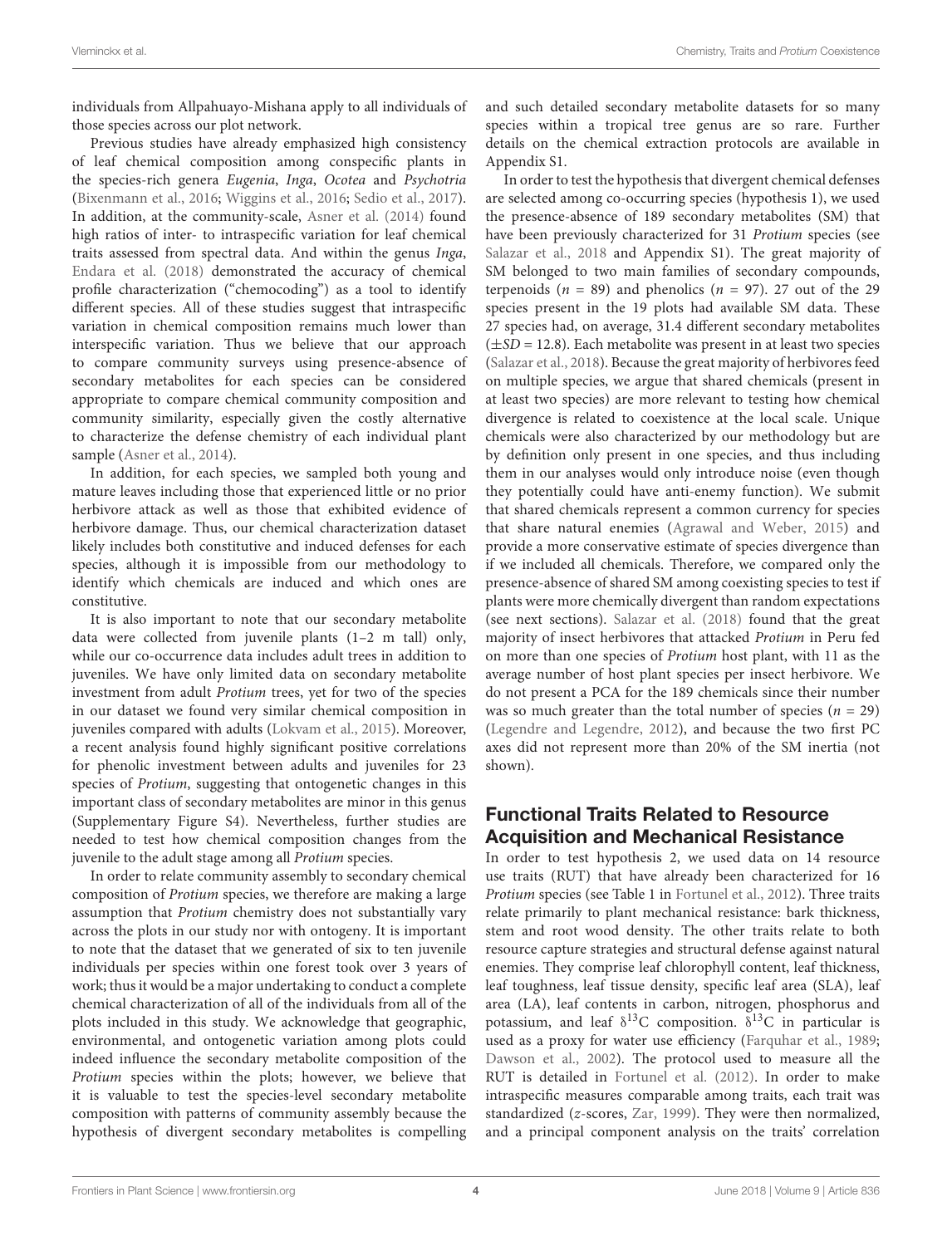individuals from Allpahuayo-Mishana apply to all individuals of those species across our plot network.

Previous studies have already emphasized high consistency of leaf chemical composition among conspecific plants in the species-rich genera *Eugenia*, *Inga*, *Ocotea* and *Psychotria* (Bixenmann et al., 2016; Wiggins et al., 2016; Sedio et al., 2017). In addition, at the community-scale, Asner et al. (2014) found high ratios of inter- to intraspecific variation for leaf chemical traits assessed from spectral data. And within the genus *Inga*, Endara et al. (2018) demonstrated the accuracy of chemical profile characterization ("chemocoding") as a tool to identify different species. All of these studies suggest that intraspecific variation in chemical composition remains much lower than interspecific variation. Thus we believe that our approach to compare community surveys using presence-absence of secondary metabolites for each species can be considered appropriate to compare chemical community composition and community similarity, especially given the costly alternative to characterize the defense chemistry of each individual plant sample (Asner et al., 2014).

In addition, for each species, we sampled both young and mature leaves including those that experienced little or no prior herbivore attack as well as those that exhibited evidence of herbivore damage. Thus, our chemical characterization dataset likely includes both constitutive and induced defenses for each species, although it is impossible from our methodology to identify which chemicals are induced and which ones are constitutive.

It is also important to note that our secondary metabolite data were collected from juvenile plants (1–2 m tall) only, while our co-occurrence data includes adult trees in addition to juveniles. We have only limited data on secondary metabolite investment from adult *Protium* trees, yet for two of the species in our dataset we found very similar chemical composition in juveniles compared with adults (Lokvam et al., 2015). Moreover, a recent analysis found highly significant positive correlations for phenolic investment between adults and juveniles for 23 species of *Protium*, suggesting that ontogenetic changes in this important class of secondary metabolites are minor in this genus (Supplementary Figure S4). Nevertheless, further studies are needed to test how chemical composition changes from the juvenile to the adult stage among all *Protium* species.

In order to relate community assembly to secondary chemical composition of *Protium* species, we therefore are making a large assumption that *Protium* chemistry does not substantially vary across the plots in our study nor with ontogeny. It is important to note that the dataset that we generated of six to ten juvenile individuals per species within one forest took over 3 years of work; thus it would be a major undertaking to conduct a complete chemical characterization of all of the individuals from all of the plots included in this study. We acknowledge that geographic, environmental, and ontogenetic variation among plots could indeed influence the secondary metabolite composition of the *Protium* species within the plots; however, we believe that it is valuable to test the species-level secondary metabolite composition with patterns of community assembly because the hypothesis of divergent secondary metabolites is compelling and such detailed secondary metabolite datasets for so many species within a tropical tree genus are so rare. Further details on the chemical extraction protocols are available in Appendix S1.

In order to test the hypothesis that divergent chemical defenses are selected among co-occurring species (hypothesis 1), we used the presence-absence of 189 secondary metabolites (SM) that have been previously characterized for 31 *Protium* species (see Salazar et al., 2018 and Appendix S1). The great majority of SM belonged to two main families of secondary compounds, terpenoids ($n$ = 89) and phenolics ($n$ = 97). 27 out of the 29 species present in the 19 plots had available SM data. These 27 species had, on average, 31.4 different secondary metabolites ($\pm SD$ = 12.8). Each metabolite was present in at least two species (Salazar et al., 2018). Because the great majority of herbivores feed on multiple species, we argue that shared chemicals (present in at least two species) are more relevant to testing how chemical divergence is related to coexistence at the local scale. Unique chemicals were also characterized by our methodology but are by definition only present in one species, and thus including them in our analyses would only introduce noise (even though they potentially could have anti-enemy function). We submit that shared chemicals represent a common currency for species that share natural enemies (Agrawal and Weber, 2015) and provide a more conservative estimate of species divergence than if we included all chemicals. Therefore, we compared only the presence-absence of shared SM among coexisting species to test if plants were more chemically divergent than random expectations (see next sections). Salazar et al. (2018) found that the great majority of insect herbivores that attacked *Protium* in Peru fed on more than one species of *Protium* host plant, with 11 as the average number of host plant species per insect herbivore. We do not present a PCA for the 189 chemicals since their number was so much greater than the total number of species ($n$ = 29) (Legendre and Legendre, 2012), and because the two first PC axes did not represent more than 20% of the SM inertia (not shown).

## Functional Traits Related to Resource Acquisition and Mechanical Resistance

In order to test hypothesis 2, we used data on 14 resource use traits (RUT) that have already been characterized for 16 *Protium* species (see Table 1 in Fortunel et al., 2012). Three traits relate primarily to plant mechanical resistance: bark thickness, stem and root wood density. The other traits relate to both resource capture strategies and structural defense against natural enemies. They comprise leaf chlorophyll content, leaf thickness, leaf toughness, leaf tissue density, specific leaf area (SLA), leaf area (LA), leaf contents in carbon, nitrogen, phosphorus and potassium, and leaf $\delta^{13}C$ composition. $\delta^{13}C$ in particular is used as a proxy for water use efficiency (Farquhar et al., 1989; Dawson et al., 2002). The protocol used to measure all the RUT is detailed in Fortunel et al. (2012). In order to make intraspecific measures comparable among traits, each trait was standardized ($z$-scores, Zar, 1999). They were then normalized, and a principal component analysis on the traits' correlation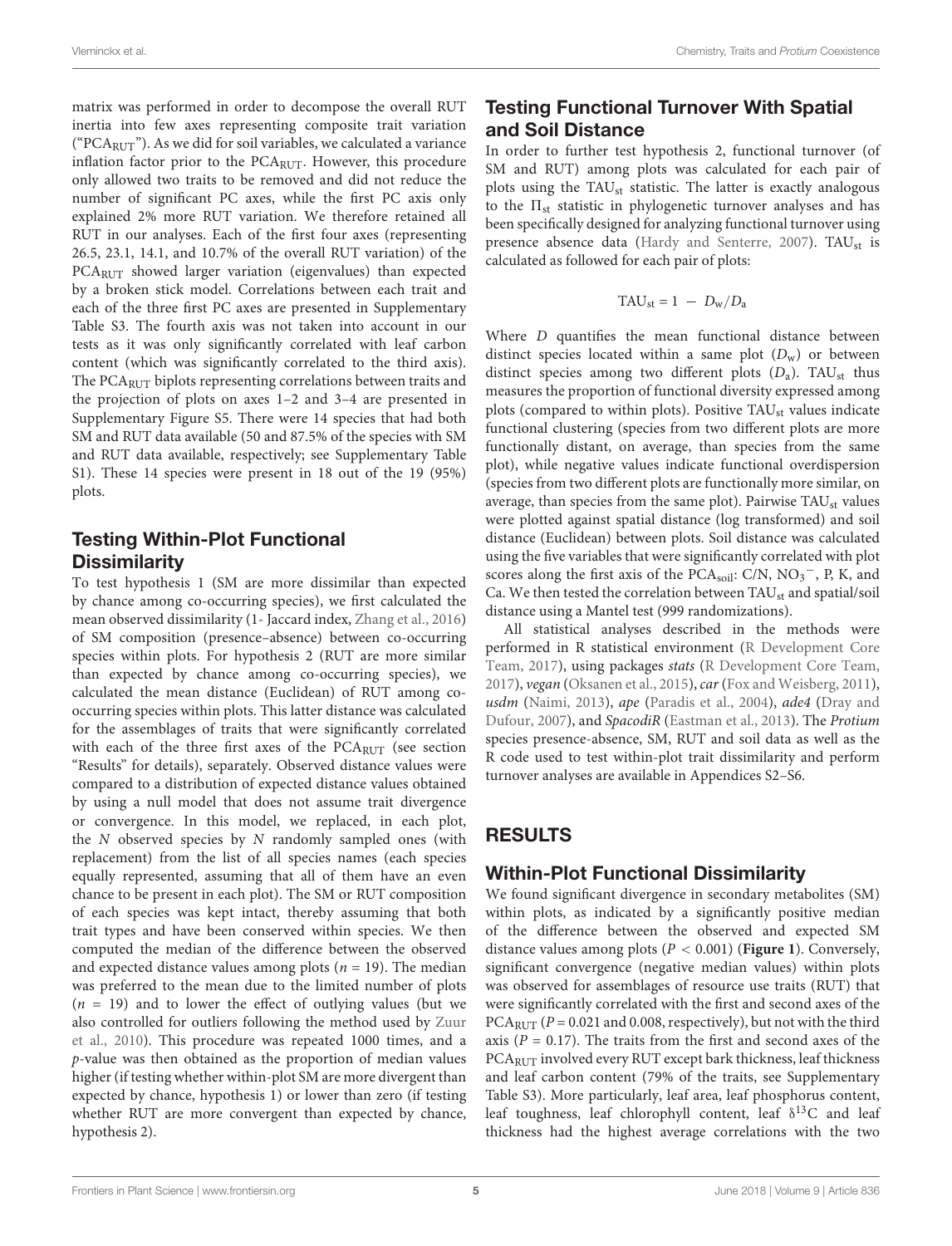matrix was performed in order to decompose the overall RUT inertia into few axes representing composite trait variation ("$PCA_{RUT}$"). As we did for soil variables, we calculated a variance inflation factor prior to the $PCA_{RUT}$. However, this procedure only allowed two traits to be removed and did not reduce the number of significant PC axes, while the first PC axis only explained 2% more RUT variation. We therefore retained all RUT in our analyses. Each of the first four axes (representing 26.5, 23.1, 14.1, and 10.7% of the overall RUT variation) of the $PCA_{RUT}$ showed larger variation (eigenvalues) than expected by a broken stick model. Correlations between each trait and each of the three first PC axes are presented in Supplementary Table S3. The fourth axis was not taken into account in our tests as it was only significantly correlated with leaf carbon content (which was significantly correlated to the third axis). The $PCA_{RUT}$ biplots representing correlations between traits and the projection of plots on axes 1–2 and 3–4 are presented in Supplementary Figure S5. There were 14 species that had both SM and RUT data available (50 and 87.5% of the species with SM and RUT data available, respectively; see Supplementary Table S1). These 14 species were present in 18 out of the 19 (95%) plots.

## Testing Within-Plot Functional Dissimilarity

To test hypothesis 1 (SM are more dissimilar than expected by chance among co-occurring species), we first calculated the mean observed dissimilarity (1- Jaccard index, Zhang et al., 2016) of SM composition (presence–absence) between co-occurring species within plots. For hypothesis 2 (RUT are more similar than expected by chance among co-occurring species), we calculated the mean distance (Euclidean) of RUT among co-occurring species within plots. This latter distance was calculated for the assemblages of traits that were significantly correlated with each of the three first axes of the $PCA_{RUT}$ (see section "Results" for details), separately. Observed distance values were compared to a distribution of expected distance values obtained by using a null model that does not assume trait divergence or convergence. In this model, we replaced, in each plot, the $N$ observed species by $N$ randomly sampled ones (with replacement) from the list of all species names (each species equally represented, assuming that all of them have an even chance to be present in each plot). The SM or RUT composition of each species was kept intact, thereby assuming that both trait types and have been conserved within species. We then computed the median of the difference between the observed and expected distance values among plots ($n = 19$). The median was preferred to the mean due to the limited number of plots ($n = 19$) and to lower the effect of outlying values (but we also controlled for outliers following the method used by Zuur et al., 2010). This procedure was repeated 1000 times, and a $p$-value was then obtained as the proportion of median values higher (if testing whether within-plot SM are more divergent than expected by chance, hypothesis 1) or lower than zero (if testing whether RUT are more convergent than expected by chance, hypothesis 2).

## Testing Functional Turnover With Spatial and Soil Distance

In order to further test hypothesis 2, functional turnover (of SM and RUT) among plots was calculated for each pair of plots using the $TAU_{st}$ statistic. The latter is exactly analogous to the $\Pi_{st}$ statistic in phylogenetic turnover analyses and has been specifically designed for analyzing functional turnover using presence absence data (Hardy and Senterre, 2007). $TAU_{st}$ is calculated as followed for each pair of plots:

$$TAU_{st} = 1 - D_w/D_a$$

Where $D$ quantifies the mean functional distance between distinct species located within a same plot ($D_w$) or between distinct species among two different plots ($D_a$). $TAU_{st}$ thus measures the proportion of functional diversity expressed among plots (compared to within plots). Positive $TAU_{st}$ values indicate functional clustering (species from two different plots are more functionally distant, on average, than species from the same plot), while negative values indicate functional overdispersion (species from two different plots are functionally more similar, on average, than species from the same plot). Pairwise $TAU_{st}$ values were plotted against spatial distance (log transformed) and soil distance (Euclidean) between plots. Soil distance was calculated using the five variables that were significantly correlated with plot scores along the first axis of the $PCA_{soil}$: C/N, $NO_3^-$, P, K, and Ca. We then tested the correlation between $TAU_{st}$ and spatial/soil distance using a Mantel test (999 randomizations).

All statistical analyses described in the methods were performed in R statistical environment (R Development Core Team, 2017), using packages *stats* (R Development Core Team, 2017), *vegan* (Oksanen et al., 2015), *car* (Fox and Weisberg, 2011), *usdm* (Naimi, 2013), *ape* (Paradis et al., 2004), *ade4* (Dray and Dufour, 2007), and *SpacodiR* (Eastman et al., 2013). The *Protium* species presence-absence, SM, RUT and soil data as well as the R code used to test within-plot trait dissimilarity and perform turnover analyses are available in Appendices S2–S6.

# RESULTS

## Within-Plot Functional Dissimilarity

We found significant divergence in secondary metabolites (SM) within plots, as indicated by a significantly positive median of the difference between the observed and expected SM distance values among plots ($P < 0.001$) (**Figure 1**). Conversely, significant convergence (negative median values) within plots was observed for assemblages of resource use traits (RUT) that were significantly correlated with the first and second axes of the $PCA_{RUT}$ ($P = 0.021$ and 0.008, respectively), but not with the third axis ($P = 0.17$). The traits from the first and second axes of the $PCA_{RUT}$ involved every RUT except bark thickness, leaf thickness and leaf carbon content (79% of the traits, see Supplementary Table S3). More particularly, leaf area, leaf phosphorus content, leaf toughness, leaf chlorophyll content, leaf $\delta^{13}C$ and leaf thickness had the highest average correlations with the two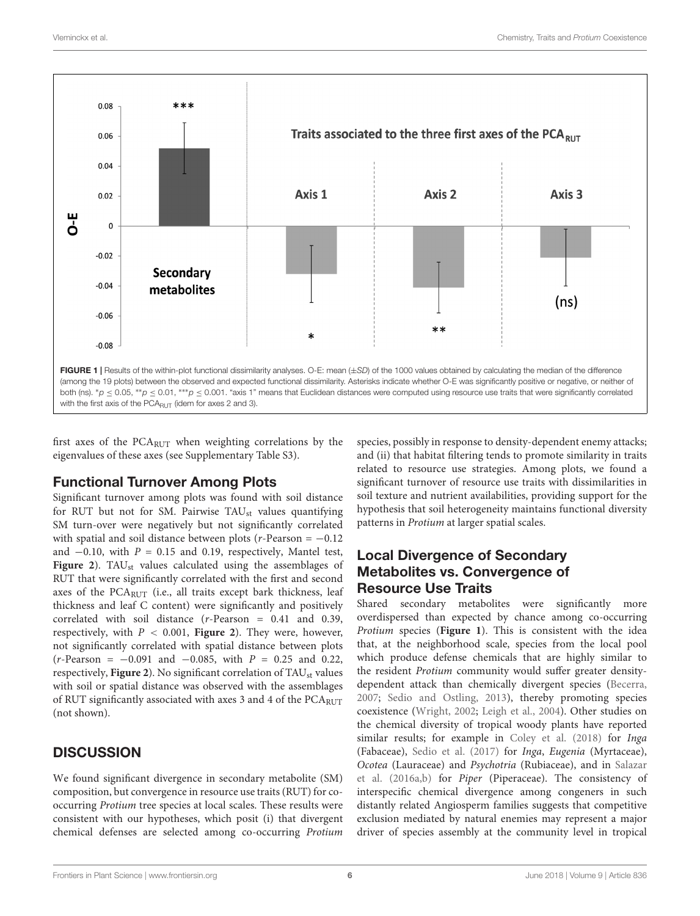FIGURE 1 | Results of the within-plot functional dissimilarity analyses. O-E: mean (±SD) of the 1000 values obtained by calculating the median of the difference (among the 19 plots) between the observed and expected functional dissimilarity. Asterisks indicate whether O-E was significantly positive or negative, or neither of both (ns). $^{*}p \leq 0.05$, $^{**}p \leq 0.01$, $^{***}p \leq 0.001$. "axis 1" means that Euclidean distances were computed using resource use traits that were significantly correlated with the first axis of the $PCA_{RUT}$ (idem for axes 2 and 3).

first axes of the $PCA_{RUT}$ when weighting correlations by the eigenvalues of these axes (see Supplementary Table S3).

## Functional Turnover Among Plots

Significant turnover among plots was found with soil distance for RUT but not for SM. Pairwise $TAU_{st}$ values quantifying SM turn-over were negatively but not significantly correlated with spatial and soil distance between plots (*r*-Pearson = −0.12 and −0.10, with $P = 0.15$ and 0.19, respectively, Mantel test, **Figure 2**). $TAU_{st}$ values calculated using the assemblages of RUT that were significantly correlated with the first and second axes of the $PCA_{RUT}$ (i.e., all traits except bark thickness, leaf thickness and leaf C content) were significantly and positively correlated with soil distance (*r*-Pearson = 0.41 and 0.39, respectively, with $P < 0.001$, **Figure 2**). They were, however, not significantly correlated with spatial distance between plots (*r*-Pearson = −0.091 and −0.085, with $P = 0.25$ and 0.22, respectively, **Figure 2**). No significant correlation of $TAU_{st}$ values with soil or spatial distance was observed with the assemblages of RUT significantly associated with axes 3 and 4 of the $PCA_{RUT}$ (not shown).

# DISCUSSION

We found significant divergence in secondary metabolite (SM) composition, but convergence in resource use traits (RUT) for co-occurring *Protium* tree species at local scales. These results were consistent with our hypotheses, which posit (i) that divergent chemical defenses are selected among co-occurring *Protium* species, possibly in response to density-dependent enemy attacks; and (ii) that habitat filtering tends to promote similarity in traits related to resource use strategies. Among plots, we found a significant turnover of resource use traits with dissimilarities in soil texture and nutrient availabilities, providing support for the hypothesis that soil heterogeneity maintains functional diversity patterns in *Protium* at larger spatial scales.

## Local Divergence of Secondary Metabolites vs. Convergence of Resource Use Traits

Shared secondary metabolites were significantly more overdispersed than expected by chance among co-occurring *Protium* species (**Figure 1**). This is consistent with the idea that, at the neighborhood scale, species from the local pool which produce defense chemicals that are highly similar to the resident *Protium* community would suffer greater density-dependent attack than chemically divergent species (Becerra, 2007; Sedio and Ostling, 2013), thereby promoting species coexistence (Wright, 2002; Leigh et al., 2004). Other studies on the chemical diversity of tropical woody plants have reported similar results; for example in Coley et al. (2018) for *Inga* (Fabaceae), Sedio et al. (2017) for *Inga*, *Eugenia* (Myrtaceae), *Ocotea* (Lauraceae) and *Psychotria* (Rubiaceae), and in Salazar et al. (2016a,b) for *Piper* (Piperaceae). The consistency of interspecific chemical divergence among congeners in such distantly related Angiosperm families suggests that competitive exclusion mediated by natural enemies may represent a major driver of species assembly at the community level in tropical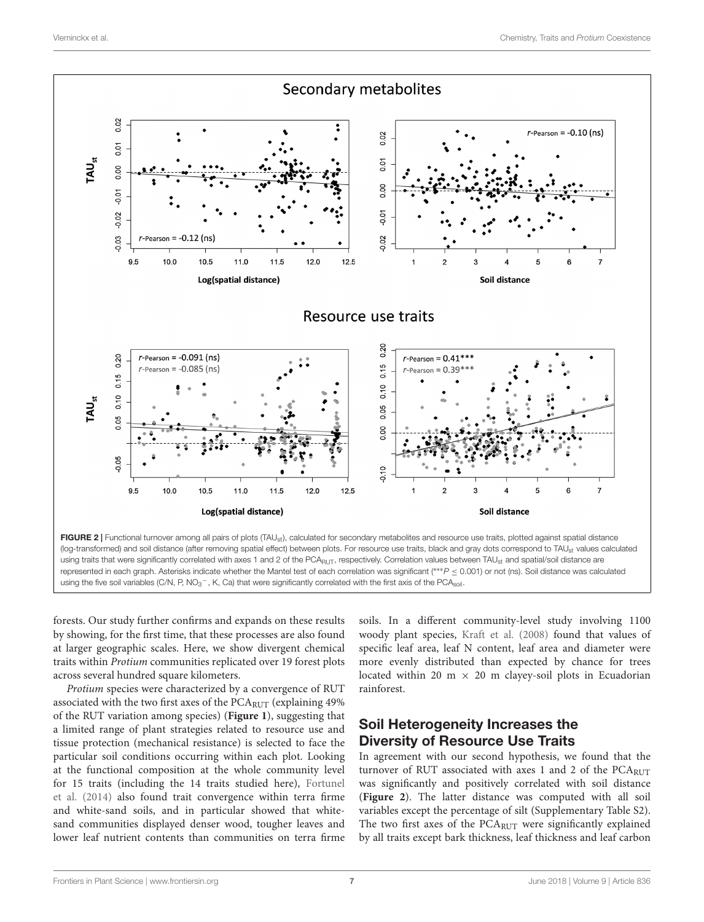FIGURE 2 | Functional turnover among all pairs of plots ($TAU_{st}$), calculated for secondary metabolites and resource use traits, plotted against spatial distance (log-transformed) and soil distance (after removing spatial effect) between plots. For resource use traits, black and gray dots correspond to $TAU_{st}$ values calculated using traits that were significantly correlated with axes 1 and 2 of the $PCA_{RUT}$, respectively. Correlation values between $TAU_{st}$ and spatial/soil distance are represented in each graph. Asterisks indicate whether the Mantel test of each correlation was significant (***$P \leq 0.001$) or not (ns). Soil distance was calculated using the five soil variables (C/N, P, $NO_3^-$, K, Ca) that were significantly correlated with the first axis of the $PCA_{soil}$.

forests. Our study further confirms and expands on these results by showing, for the first time, that these processes are also found at larger geographic scales. Here, we show divergent chemical traits within *Protium* communities replicated over 19 forest plots across several hundred square kilometers.

*Protium* species were characterized by a convergence of RUT associated with the two first axes of the $PCA_{RUT}$ (explaining 49% of the RUT variation among species) (**Figure 1**), suggesting that a limited range of plant strategies related to resource use and tissue protection (mechanical resistance) is selected to face the particular soil conditions occurring within each plot. Looking at the functional composition at the whole community level for 15 traits (including the 14 traits studied here), Fortunel et al. (2014) also found trait convergence within terra firme and white-sand soils, and in particular showed that white-sand communities displayed denser wood, tougher leaves and lower leaf nutrient contents than communities on terra firme soils. In a different community-level study involving 1100 woody plant species, Kraft et al. (2008) found that values of specific leaf area, leaf N content, leaf area and diameter were more evenly distributed than expected by chance for trees located within 20 m × 20 m clayey-soil plots in Ecuadorian rainforest.

## Soil Heterogeneity Increases the Diversity of Resource Use Traits

In agreement with our second hypothesis, we found that the turnover of RUT associated with axes 1 and 2 of the $PCA_{RUT}$ was significantly and positively correlated with soil distance (**Figure 2**). The latter distance was computed with all soil variables except the percentage of silt (Supplementary Table S2). The two first axes of the $PCA_{RUT}$ were significantly explained by all traits except bark thickness, leaf thickness and leaf carbon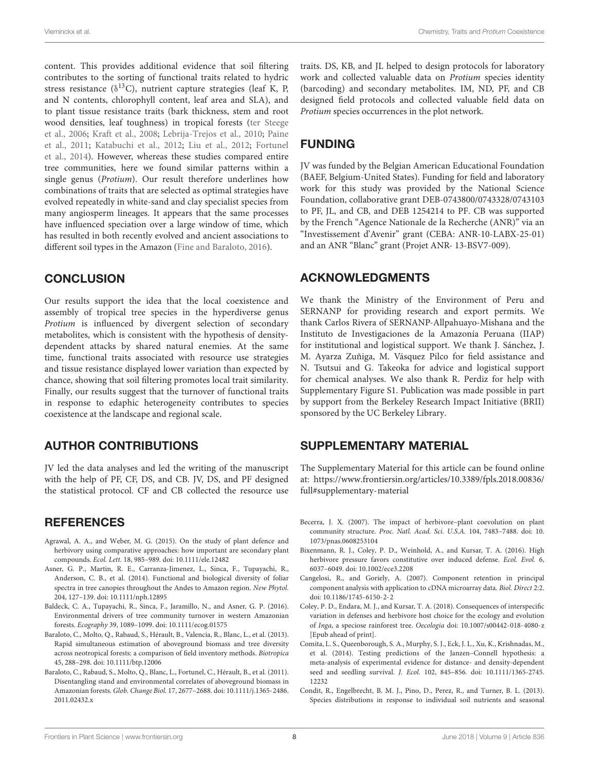content. This provides additional evidence that soil filtering contributes to the sorting of functional traits related to hydric stress resistance ($\delta^{13}$C), nutrient capture strategies (leaf K, P, and N contents, chlorophyll content, leaf area and SLA), and to plant tissue resistance traits (bark thickness, stem and root wood densities, leaf toughness) in tropical forests (ter Steege et al., 2006; Kraft et al., 2008; Lebrija-Trejos et al., 2010; Paine et al., 2011; Katabuchi et al., 2012; Liu et al., 2012; Fortunel et al., 2014). However, whereas these studies compared entire tree communities, here we found similar patterns within a single genus (*Protium*). Our result therefore underlines how combinations of traits that are selected as optimal strategies have evolved repeatedly in white-sand and clay specialist species from many angiosperm lineages. It appears that the same processes have influenced speciation over a large window of time, which has resulted in both recently evolved and ancient associations to different soil types in the Amazon (Fine and Baraloto, 2016).

## CONCLUSION

Our results support the idea that the local coexistence and assembly of tropical tree species in the hyperdiverse genus *Protium* is influenced by divergent selection of secondary metabolites, which is consistent with the hypothesis of density-dependent attacks by shared natural enemies. At the same time, functional traits associated with resource use strategies and tissue resistance displayed lower variation than expected by chance, showing that soil filtering promotes local trait similarity. Finally, our results suggest that the turnover of functional traits in response to edaphic heterogeneity contributes to species coexistence at the landscape and regional scale.

## AUTHOR CONTRIBUTIONS

JV led the data analyses and led the writing of the manuscript with the help of PF, CF, DS, and CB. JV, DS, and PF designed the statistical protocol. CF and CB collected the resource use traits. DS, KB, and JL helped to design protocols for laboratory work and collected valuable data on *Protium* species identity (barcoding) and secondary metabolites. IM, ND, PF, and CB designed field protocols and collected valuable field data on *Protium* species occurrences in the plot network.

## FUNDING

JV was funded by the Belgian American Educational Foundation (BAEF, Belgium-United States). Funding for field and laboratory work for this study was provided by the National Science Foundation, collaborative grant DEB-0743800/0743328/0743103 to PF, JL, and CB, and DEB 1254214 to PF. CB was supported by the French "Agence Nationale de la Recherche (ANR)" via an "Investissement d'Avenir" grant (CEBA: ANR-10-LABX-25-01) and an ANR "Blanc" grant (Projet ANR- 13-BSV7-009).

## ACKNOWLEDGMENTS

We thank the Ministry of the Environment of Peru and SERNANP for providing research and export permits. We thank Carlos Rivera of SERNANP-Allpahuayo-Mishana and the Instituto de Investigaciones de la Amazonía Peruana (IIAP) for institutional and logistical support. We thank J. Sánchez, J. M. Ayarza Zuñiga, M. Vásquez Pilco for field assistance and N. Tsutsui and G. Takeoka for advice and logistical support for chemical analyses. We also thank R. Perdiz for help with Supplementary Figure S1. Publication was made possible in part by support from the Berkeley Research Impact Initiative (BRII) sponsored by the UC Berkeley Library.

## SUPPLEMENTARY MATERIAL

The Supplementary Material for this article can be found online at: https://www.frontiersin.org/articles/10.3389/fpls.2018.00836/full#supplementary-material

## REFERENCES

Agrawal, A. A., and Weber, M. G. (2015). On the study of plant defence and herbivory using comparative approaches: how important are secondary plant compounds. *Ecol. Lett.* 18, 985–989. doi: 10.1111/ele.12482

Asner, G. P., Martin, R. E., Carranza-Jimenez, L., Sinca, F., Tupayachi, R., Anderson, C. B., et al. (2014). Functional and biological diversity of foliar spectra in tree canopies throughout the Andes to Amazon region. *New Phytol.* 204, 127–139. doi: 10.1111/nph.12895

Baldeck, C. A., Tupayachi, R., Sinca, F., Jaramillo, N., and Asner, G. P. (2016). Environmental drivers of tree community turnover in western Amazonian forests. *Ecography* 39, 1089–1099. doi: 10.1111/ecog.01575

Baraloto, C., Molto, Q., Rabaud, S., Hérault, B., Valencia, R., Blanc, L., et al. (2013). Rapid simultaneous estimation of aboveground biomass and tree diversity across neotropical forests: a comparison of field inventory methods. *Biotropica* 45, 288–298. doi: 10.1111/btp.12006

Baraloto, C., Rabaud, S., Molto, Q., Blanc, L., Fortunel, C., Hérault, B., et al. (2011). Disentangling stand and environmental correlates of aboveground biomass in Amazonian forests. *Glob. Change Biol.* 17, 2677–2688. doi: 10.1111/j.1365-2486.2011.02432.x

Becerra, J. X. (2007). The impact of herbivore–plant coevolution on plant community structure. *Proc. Natl. Acad. Sci. U.S.A.* 104, 7483–7488. doi: 10.1073/pnas.0608253104

Bixenmann, R. J., Coley, P. D., Weinhold, A., and Kursar, T. A. (2016). High herbivore pressure favors constitutive over induced defense. *Ecol. Evol.* 6, 6037–6049. doi: 10.1002/ece3.2208

Cangelosi, R., and Goriely, A. (2007). Component retention in principal component analysis with application to cDNA microarray data. *Biol. Direct* 2:2. doi: 10.1186/1745-6150-2-2

Coley, P. D., Endara, M. J., and Kursar, T. A. (2018). Consequences of interspecific variation in defenses and herbivore host choice for the ecology and evolution of *Inga*, a speciose rainforest tree. *Oecologia* doi: 10.1007/s00442-018-4080-z [Epub ahead of print].

Comita, L. S., Queenborough, S. A., Murphy, S. J., Eck, J. L., Xu, K., Krishnadas, M., et al. (2014). Testing predictions of the Janzen–Connell hypothesis: a meta-analysis of experimental evidence for distance- and density-dependent seed and seedling survival. *J. Ecol.* 102, 845–856. doi: 10.1111/1365-2745.12232

Condit, R., Engelbrecht, B. M. J., Pino, D., Perez, R., and Turner, B. L. (2013). Species distributions in response to individual soil nutrients and seasonal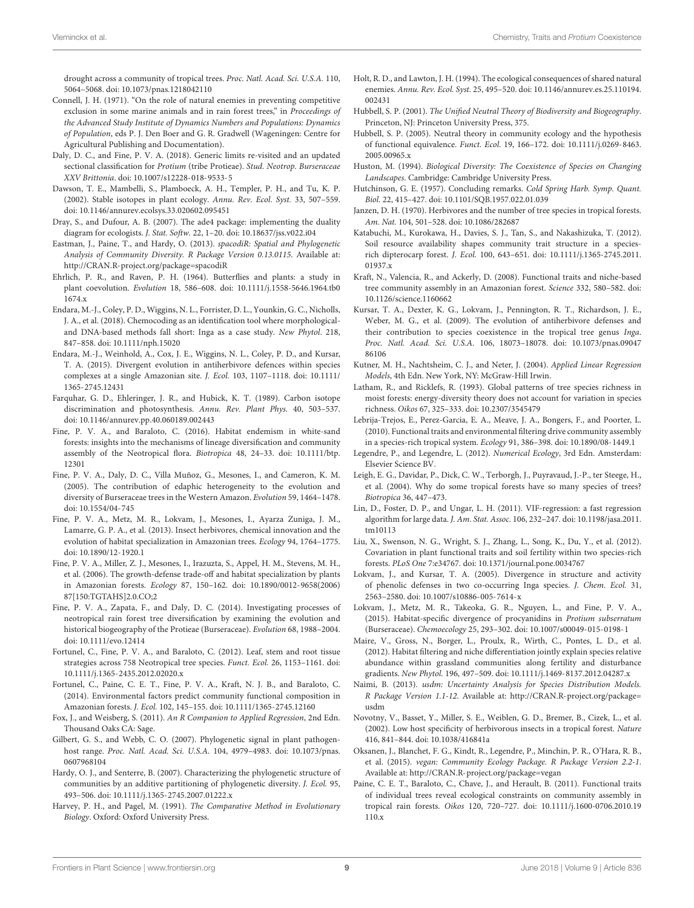drought across a community of tropical trees. *Proc. Natl. Acad. Sci. U.S.A.* 110, 5064–5068. doi: 10.1073/pnas.1218042110

Connell, J. H. (1971). "On the role of natural enemies in preventing competitive exclusion in some marine animals and in rain forest trees," in *Proceedings of the Advanced Study Institute of Dynamics Numbers and Populations: Dynamics of Population*, eds P. J. Den Boer and G. R. Gradwell (Wageningen: Centre for Agricultural Publishing and Documentation).

Daly, D. C., and Fine, P. V. A. (2018). Generic limits re-visited and an updated sectional classification for *Protium* (tribe Protieae). *Stud. Neotrop. Burseraceae XXV Brittonia*. doi: 10.1007/s12228-018-9533-5

Dawson, T. E., Mambelli, S., Plamboeck, A. H., Templer, P. H., and Tu, K. P. (2002). Stable isotopes in plant ecology. *Annu. Rev. Ecol. Syst.* 33, 507–559. doi: 10.1146/annurev.ecolsys.33.020602.095451

Dray, S., and Dufour, A. B. (2007). The ade4 package: implementing the duality diagram for ecologists. *J. Stat. Softw.* 22, 1–20. doi: 10.18637/jss.v022.i04

Eastman, J., Paine, T., and Hardy, O. (2013). *spacodiR: Spatial and Phylogenetic Analysis of Community Diversity. R Package Version 0.13.0115.* Available at: http://CRAN.R-project.org/package=spacodiR

Ehrlich, P. R., and Raven, P. H. (1964). Butterflies and plants: a study in plant coevolution. *Evolution* 18, 586–608. doi: 10.1111/j.1558-5646.1964.tb01674.x

Endara, M.-J., Coley, P. D., Wiggins, N. L., Forrister, D. L., Younkin, G. C., Nicholls, J. A., et al. (2018). Chemocoding as an identification tool where morphological- and DNA-based methods fall short: Inga as a case study. *New Phytol.* 218, 847–858. doi: 10.1111/nph.15020

Endara, M.-J., Weinhold, A., Cox, J. E., Wiggins, N. L., Coley, P. D., and Kursar, T. A. (2015). Divergent evolution in antiherbivore defences within species complexes at a single Amazonian site. *J. Ecol.* 103, 1107–1118. doi: 10.1111/1365-2745.12431

Farquhar, G. D., Ehleringer, J. R., and Hubick, K. T. (1989). Carbon isotope discrimination and photosynthesis. *Annu. Rev. Plant Phys.* 40, 503–537. doi: 10.1146/annurev.pp.40.060189.002443

Fine, P. V. A., and Baraloto, C. (2016). Habitat endemism in white-sand forests: insights into the mechanisms of lineage diversification and community assembly of the Neotropical flora. *Biotropica* 48, 24–33. doi: 10.1111/btp.12301

Fine, P. V. A., Daly, D. C., Villa Muñoz, G., Mesones, I., and Cameron, K. M. (2005). The contribution of edaphic heterogeneity to the evolution and diversity of Burseraceae trees in the Western Amazon. *Evolution* 59, 1464–1478. doi: 10.1554/04-745

Fine, P. V. A., Metz, M. R., Lokvam, J., Mesones, I., Ayarza Zuniga, J. M., Lamarre, G. P. A., et al. (2013). Insect herbivores, chemical innovation and the evolution of habitat specialization in Amazonian trees. *Ecology* 94, 1764–1775. doi: 10.1890/12-1920.1

Fine, P. V. A., Miller, Z. J., Mesones, I., Irazuzta, S., Appel, H. M., Stevens, M. H., et al. (2006). The growth-defense trade-off and habitat specialization by plants in Amazonian forests. *Ecology* 87, 150–162. doi: 10.1890/0012-9658(2006)87[150:TGTAHS]2.0.CO;2

Fine, P. V. A., Zapata, F., and Daly, D. C. (2014). Investigating processes of neotropical rain forest tree diversification by examining the evolution and historical biogeography of the Protieae (Burseraceae). *Evolution* 68, 1988–2004. doi: 10.1111/evo.12414

Fortunel, C., Fine, P. V. A., and Baraloto, C. (2012). Leaf, stem and root tissue strategies across 758 Neotropical tree species. *Funct. Ecol.* 26, 1153–1161. doi: 10.1111/j.1365-2435.2012.02020.x

Fortunel, C., Paine, C. E. T., Fine, P. V. A., Kraft, N. J. B., and Baraloto, C. (2014). Environmental factors predict community functional composition in Amazonian forests. *J. Ecol.* 102, 145–155. doi: 10.1111/1365-2745.12160

Fox, J., and Weisberg, S. (2011). *An R Companion to Applied Regression*, 2nd Edn. Thousand Oaks CA: Sage.

Gilbert, G. S., and Webb, C. O. (2007). Phylogenetic signal in plant pathogen-host range. *Proc. Natl. Acad. Sci. U.S.A.* 104, 4979–4983. doi: 10.1073/pnas.0607968104

Hardy, O. J., and Senterre, B. (2007). Characterizing the phylogenetic structure of communities by an additive partitioning of phylogenetic diversity. *J. Ecol.* 95, 493–506. doi: 10.1111/j.1365-2745.2007.01222.x

Harvey, P. H., and Pagel, M. (1991). *The Comparative Method in Evolutionary Biology*. Oxford: Oxford University Press.

Holt, R. D., and Lawton, J. H. (1994). The ecological consequences of shared natural enemies. *Annu. Rev. Ecol. Syst.* 25, 495–520. doi: 10.1146/annurev.es.25.110194.002431

Hubbell, S. P. (2001). *The Unified Neutral Theory of Biodiversity and Biogeography*. Princeton, NJ: Princeton University Press, 375.

Hubbell, S. P. (2005). Neutral theory in community ecology and the hypothesis of functional equivalence. *Funct. Ecol.* 19, 166–172. doi: 10.1111/j.0269-8463.2005.00965.x

Huston, M. (1994). *Biological Diversity: The Coexistence of Species on Changing Landscapes*. Cambridge: Cambridge University Press.

Hutchinson, G. E. (1957). Concluding remarks. *Cold Spring Harb. Symp. Quant. Biol.* 22, 415–427. doi: 10.1101/SQB.1957.022.01.039

Janzen, D. H. (1970). Herbivores and the number of tree species in tropical forests. *Am. Nat.* 104, 501–528. doi: 10.1086/282687

Katabuchi, M., Kurokawa, H., Davies, S. J., Tan, S., and Nakashizuka, T. (2012). Soil resource availability shapes community trait structure in a species-rich dipterocarp forest. *J. Ecol.* 100, 643–651. doi: 10.1111/j.1365-2745.2011.01937.x

Kraft, N., Valencia, R., and Ackerly, D. (2008). Functional traits and niche-based tree community assembly in an Amazonian forest. *Science* 332, 580–582. doi: 10.1126/science.1160662

Kursar, T. A., Dexter, K. G., Lokvam, J., Pennington, R. T., Richardson, J. E., Weber, M. G., et al. (2009). The evolution of antiherbivore defenses and their contribution to species coexistence in the tropical tree genus *Inga*. *Proc. Natl. Acad. Sci. U.S.A.* 106, 18073–18078. doi: 10.1073/pnas.0904786106

Kutner, M. H., Nachtsheim, C. J., and Neter, J. (2004). *Applied Linear Regression Models*, 4th Edn. New York, NY: McGraw-Hill Irwin.

Latham, R., and Ricklefs, R. (1993). Global patterns of tree species richness in moist forests: energy-diversity theory does not account for variation in species richness. *Oikos* 67, 325–333. doi: 10.2307/3545479

Lebrija-Trejos, E., Perez-Garcia, E. A., Meave, J. A., Bongers, F., and Poorter, L. (2010). Functional traits and environmental filtering drive community assembly in a species-rich tropical system. *Ecology* 91, 386–398. doi: 10.1890/08-1449.1

Legendre, P., and Legendre, L. (2012). *Numerical Ecology*, 3rd Edn. Amsterdam: Elsevier Science BV.

Leigh, E. G., Davidar, P., Dick, C. W., Terborgh, J., Puyravaud, J.-P., ter Steege, H., et al. (2004). Why do some tropical forests have so many species of trees? *Biotropica* 36, 447–473.

Lin, D., Foster, D. P., and Ungar, L. H. (2011). VIF-regression: a fast regression algorithm for large data. *J. Am. Stat. Assoc.* 106, 232–247. doi: 10.1198/jasa.2011.tm10113

Liu, X., Swenson, N. G., Wright, S. J., Zhang, L., Song, K., Du, Y., et al. (2012). Covariation in plant functional traits and soil fertility within two species-rich forests. *PLoS One* 7:e34767. doi: 10.1371/journal.pone.0034767

Lokvam, J., and Kursar, T. A. (2005). Divergence in structure and activity of phenolic defenses in two co-occurring Inga species. *J. Chem. Ecol.* 31, 2563–2580. doi: 10.1007/s10886-005-7614-x

Lokvam, J., Metz, M. R., Takeoka, G. R., Nguyen, L., and Fine, P. V. A., (2015). Habitat-specific divergence of procyanidins in *Protium subserratum* (Burseraceae). *Chemoecology* 25, 293–302. doi: 10.1007/s00049-015-0198-1

Maire, V., Gross, N., Borger, L., Proulx, R., Wirth, C., Pontes, L. D., et al. (2012). Habitat filtering and niche differentiation jointly explain species relative abundance within grassland communities along fertility and disturbance gradients. *New Phytol.* 196, 497–509. doi: 10.1111/j.1469-8137.2012.04287.x

Naimi, B. (2013). *usdm: Uncertainty Analysis for Species Distribution Models. R Package Version 1.1-12.* Available at: http://CRAN.R-project.org/package=usdm

Novotny, V., Basset, Y., Miller, S. E., Weiblen, G. D., Bremer, B., Cizek, L., et al. (2002). Low host specificity of herbivorous insects in a tropical forest. *Nature* 416, 841–844. doi: 10.1038/416841a

Oksanen, J., Blanchet, F. G., Kindt, R., Legendre, P., Minchin, P. R., O'Hara, R. B., et al. (2015). *vegan: Community Ecology Package. R Package Version 2.2-1.* Available at: http://CRAN.R-project.org/package=vegan

Paine, C. E. T., Baraloto, C., Chave, J., and Herault, B. (2011). Functional traits of individual trees reveal ecological constraints on community assembly in tropical rain forests. *Oikos* 120, 720–727. doi: 10.1111/j.1600-0706.2010.19110.x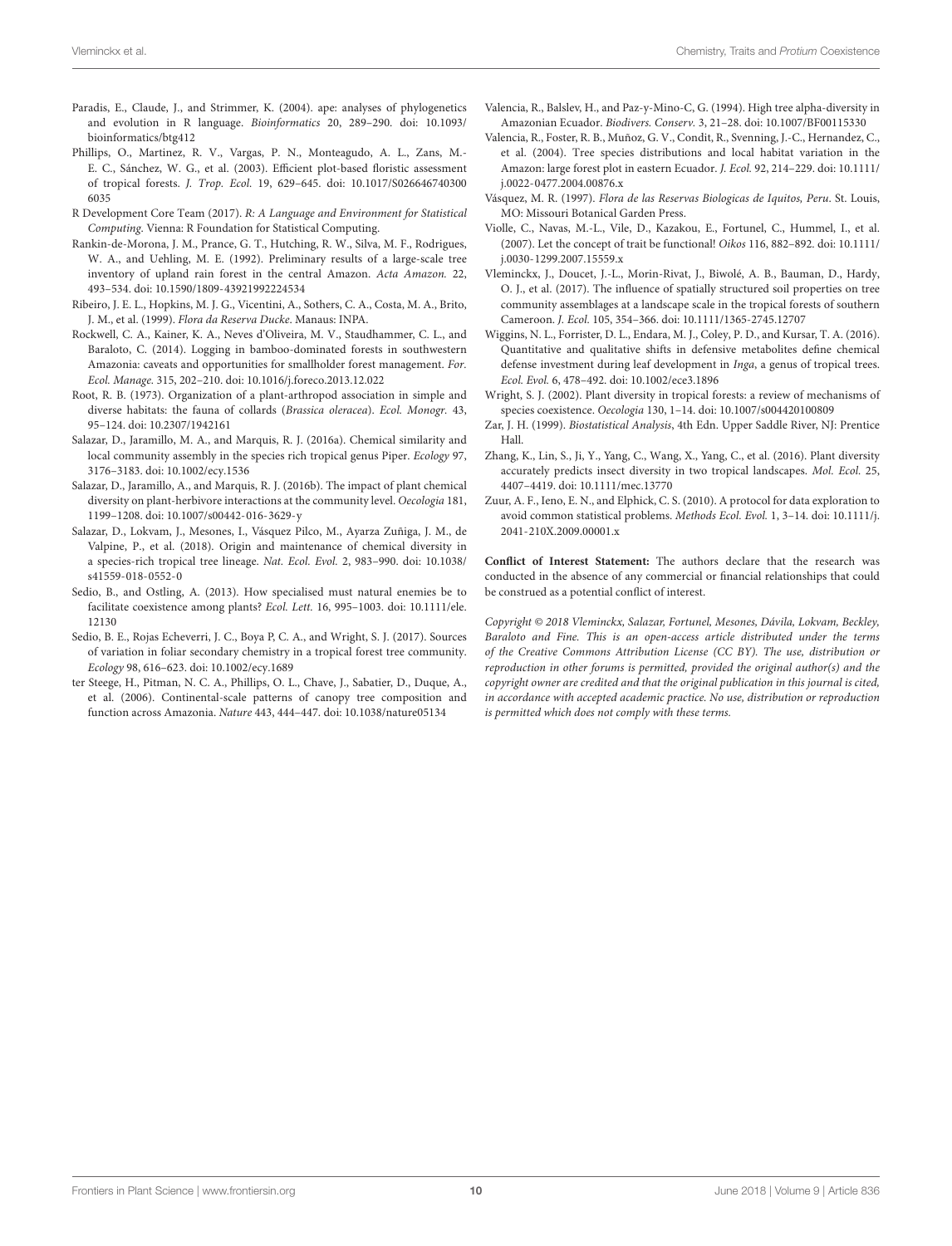Paradis, E., Claude, J., and Strimmer, K. (2004). ape: analyses of phylogenetics and evolution in R language. *Bioinformatics* 20, 289–290. doi: 10.1093/bioinformatics/btg412

Phillips, O., Martinez, R. V., Vargas, P. N., Monteagudo, A. L., Zans, M.-E. C., Sánchez, W. G., et al. (2003). Efficient plot-based floristic assessment of tropical forests. *J. Trop. Ecol.* 19, 629–645. doi: 10.1017/S0266467403006035

R Development Core Team (2017). *R: A Language and Environment for Statistical Computing.* Vienna: R Foundation for Statistical Computing.

Rankin-de-Morona, J. M., Prance, G. T., Hutching, R. W., Silva, M. F., Rodrigues, W. A., and Uehling, M. E. (1992). Preliminary results of a large-scale tree inventory of upland rain forest in the central Amazon. *Acta Amazon.* 22, 493–534. doi: 10.1590/1809-43921992224534

Ribeiro, J. E. L., Hopkins, M. J. G., Vicentini, A., Sothers, C. A., Costa, M. A., Brito, J. M., et al. (1999). *Flora da Reserva Ducke*. Manaus: INPA.

Rockwell, C. A., Kainer, K. A., Neves d'Oliveira, M. V., Staudhammer, C. L., and Baraloto, C. (2014). Logging in bamboo-dominated forests in southwestern Amazonia: caveats and opportunities for smallholder forest management. *For. Ecol. Manage.* 315, 202–210. doi: 10.1016/j.foreco.2013.12.022

Root, R. B. (1973). Organization of a plant-arthropod association in simple and diverse habitats: the fauna of collards (*Brassica oleracea*). *Ecol. Monogr.* 43, 95–124. doi: 10.2307/1942161

Salazar, D., Jaramillo, M. A., and Marquis, R. J. (2016a). Chemical similarity and local community assembly in the species rich tropical genus Piper. *Ecology* 97, 3176–3183. doi: 10.1002/ecy.1536

Salazar, D., Jaramillo, A., and Marquis, R. J. (2016b). The impact of plant chemical diversity on plant-herbivore interactions at the community level. *Oecologia* 181, 1199–1208. doi: 10.1007/s00442-016-3629-y

Salazar, D., Lokvam, J., Mesones, I., Vásquez Pilco, M., Ayarza Zuñiga, J. M., de Valpine, P., et al. (2018). Origin and maintenance of chemical diversity in a species-rich tropical tree lineage. *Nat. Ecol. Evol.* 2, 983–990. doi: 10.1038/s41559-018-0552-0

Sedio, B., and Ostling, A. (2013). How specialised must natural enemies be to facilitate coexistence among plants? *Ecol. Lett.* 16, 995–1003. doi: 10.1111/ele.12130

Sedio, B. E., Rojas Echeverri, J. C., Boya P, C. A., and Wright, S. J. (2017). Sources of variation in foliar secondary chemistry in a tropical forest tree community. *Ecology* 98, 616–623. doi: 10.1002/ecy.1689

ter Steege, H., Pitman, N. C. A., Phillips, O. L., Chave, J., Sabatier, D., Duque, A., et al. (2006). Continental-scale patterns of canopy tree composition and function across Amazonia. *Nature* 443, 444–447. doi: 10.1038/nature05134

Valencia, R., Balslev, H., and Paz-y-Mino-C, G. (1994). High tree alpha-diversity in Amazonian Ecuador. *Biodivers. Conserv.* 3, 21–28. doi: 10.1007/BF00115330

Valencia, R., Foster, R. B., Muñoz, G. V., Condit, R., Svenning, J.-C., Hernandez, C., et al. (2004). Tree species distributions and local habitat variation in the Amazon: large forest plot in eastern Ecuador. *J. Ecol.* 92, 214–229. doi: 10.1111/j.0022-0477.2004.00876.x

Vásquez, M. R. (1997). *Flora de las Reservas Biologicas de Iquitos, Peru*. St. Louis, MO: Missouri Botanical Garden Press.

Violle, C., Navas, M.-L., Vile, D., Kazakou, E., Fortunel, C., Hummel, I., et al. (2007). Let the concept of trait be functional! *Oikos* 116, 882–892. doi: 10.1111/j.0030-1299.2007.15559.x

Vleminckx, J., Doucet, J.-L., Morin-Rivat, J., Biwolé, A. B., Bauman, D., Hardy, O. J., et al. (2017). The influence of spatially structured soil properties on tree community assemblages at a landscape scale in the tropical forests of southern Cameroon. *J. Ecol.* 105, 354–366. doi: 10.1111/1365-2745.12707

Wiggins, N. L., Forrister, D. L., Endara, M. J., Coley, P. D., and Kursar, T. A. (2016). Quantitative and qualitative shifts in defensive metabolites define chemical defense investment during leaf development in *Inga*, a genus of tropical trees. *Ecol. Evol.* 6, 478–492. doi: 10.1002/ece3.1896

Wright, S. J. (2002). Plant diversity in tropical forests: a review of mechanisms of species coexistence. *Oecologia* 130, 1–14. doi: 10.1007/s004420100809

Zar, J. H. (1999). *Biostatistical Analysis*, 4th Edn. Upper Saddle River, NJ: Prentice Hall.

Zhang, K., Lin, S., Ji, Y., Yang, C., Wang, X., Yang, C., et al. (2016). Plant diversity accurately predicts insect diversity in two tropical landscapes. *Mol. Ecol.* 25, 4407–4419. doi: 10.1111/mec.13770

Zuur, A. F., Ieno, E. N., and Elphick, C. S. (2010). A protocol for data exploration to avoid common statistical problems. *Methods Ecol. Evol.* 1, 3–14. doi: 10.1111/j.2041-210X.2009.00001.x

**Conflict of Interest Statement:** The authors declare that the research was conducted in the absence of any commercial or financial relationships that could be construed as a potential conflict of interest.

*Copyright © 2018 Vleminckx, Salazar, Fortunel, Mesones, Dávila, Lokvam, Beckley, Baraloto and Fine. This is an open-access article distributed under the terms of the Creative Commons Attribution License (CC BY). The use, distribution or reproduction in other forums is permitted, provided the original author(s) and the copyright owner are credited and that the original publication in this journal is cited, in accordance with accepted academic practice. No use, distribution or reproduction is permitted which does not comply with these terms.*